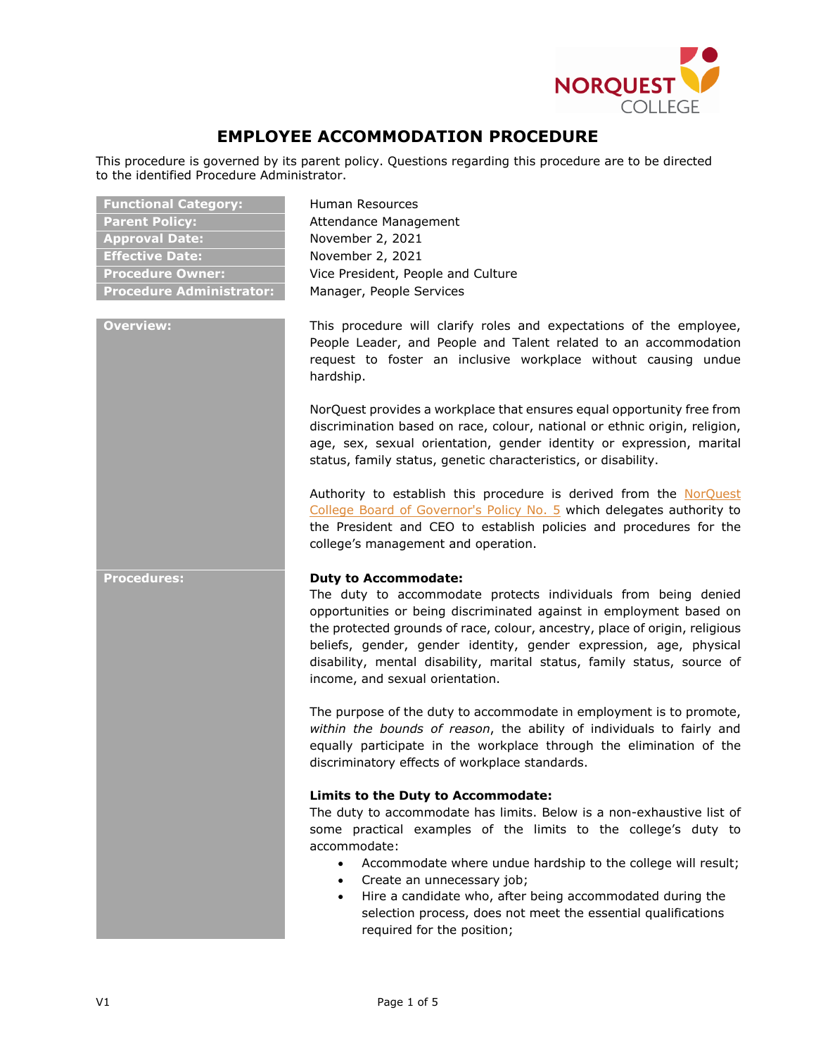# EMPLOYEE ACCOMMODATION PROCEDURE

This procedure is governed by its parent policy. Questions regarding this procedure are to be directed to the identified Procedure Administrator.

| | |
|---|---|
| **Functional Category:** | Human Resources |
| **Parent Policy:** | Attendance Management |
| **Approval Date:** | November 2, 2021 |
| **Effective Date:** | November 2, 2021 |
| **Procedure Owner:** | Vice President, People and Culture |
| **Procedure Administrator:** | Manager, People Services |

## Overview:

This procedure will clarify roles and expectations of the employee, People Leader, and People and Talent related to an accommodation request to foster an inclusive workplace without causing undue hardship.

NorQuest provides a workplace that ensures equal opportunity free from discrimination based on race, colour, national or ethnic origin, religion, age, sex, sexual orientation, gender identity or expression, marital status, family status, genetic characteristics, or disability.

Authority to establish this procedure is derived from the NorQuest College Board of Governor's Policy No. 5 which delegates authority to the President and CEO to establish policies and procedures for the college's management and operation.

## Procedures:

**Duty to Accommodate:**

The duty to accommodate protects individuals from being denied opportunities or being discriminated against in employment based on the protected grounds of race, colour, ancestry, place of origin, religious beliefs, gender, gender identity, gender expression, age, physical disability, mental disability, marital status, family status, source of income, and sexual orientation.

The purpose of the duty to accommodate in employment is to promote, *within the bounds of reason*, the ability of individuals to fairly and equally participate in the workplace through the elimination of the discriminatory effects of workplace standards.

**Limits to the Duty to Accommodate:**

The duty to accommodate has limits. Below is a non-exhaustive list of some practical examples of the limits to the college's duty to accommodate:

- Accommodate where undue hardship to the college will result;
- Create an unnecessary job;
- Hire a candidate who, after being accommodated during the selection process, does not meet the essential qualifications required for the position;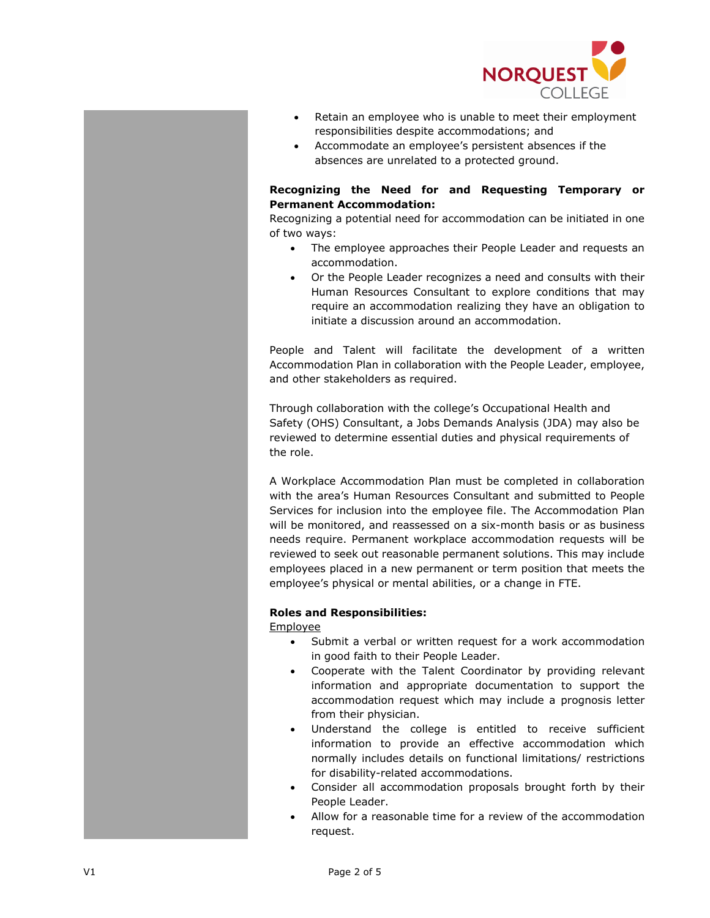- Retain an employee who is unable to meet their employment responsibilities despite accommodations; and
- Accommodate an employee's persistent absences if the absences are unrelated to a protected ground.

**Recognizing the Need for and Requesting Temporary or Permanent Accommodation:**

Recognizing a potential need for accommodation can be initiated in one of two ways:

- The employee approaches their People Leader and requests an accommodation.
- Or the People Leader recognizes a need and consults with their Human Resources Consultant to explore conditions that may require an accommodation realizing they have an obligation to initiate a discussion around an accommodation.

People and Talent will facilitate the development of a written Accommodation Plan in collaboration with the People Leader, employee, and other stakeholders as required.

Through collaboration with the college's Occupational Health and Safety (OHS) Consultant, a Jobs Demands Analysis (JDA) may also be reviewed to determine essential duties and physical requirements of the role.

A Workplace Accommodation Plan must be completed in collaboration with the area's Human Resources Consultant and submitted to People Services for inclusion into the employee file. The Accommodation Plan will be monitored, and reassessed on a six-month basis or as business needs require. Permanent workplace accommodation requests will be reviewed to seek out reasonable permanent solutions. This may include employees placed in a new permanent or term position that meets the employee's physical or mental abilities, or a change in FTE.

**Roles and Responsibilities:**

Employee

- Submit a verbal or written request for a work accommodation in good faith to their People Leader.
- Cooperate with the Talent Coordinator by providing relevant information and appropriate documentation to support the accommodation request which may include a prognosis letter from their physician.
- Understand the college is entitled to receive sufficient information to provide an effective accommodation which normally includes details on functional limitations/ restrictions for disability-related accommodations.
- Consider all accommodation proposals brought forth by their People Leader.
- Allow for a reasonable time for a review of the accommodation request.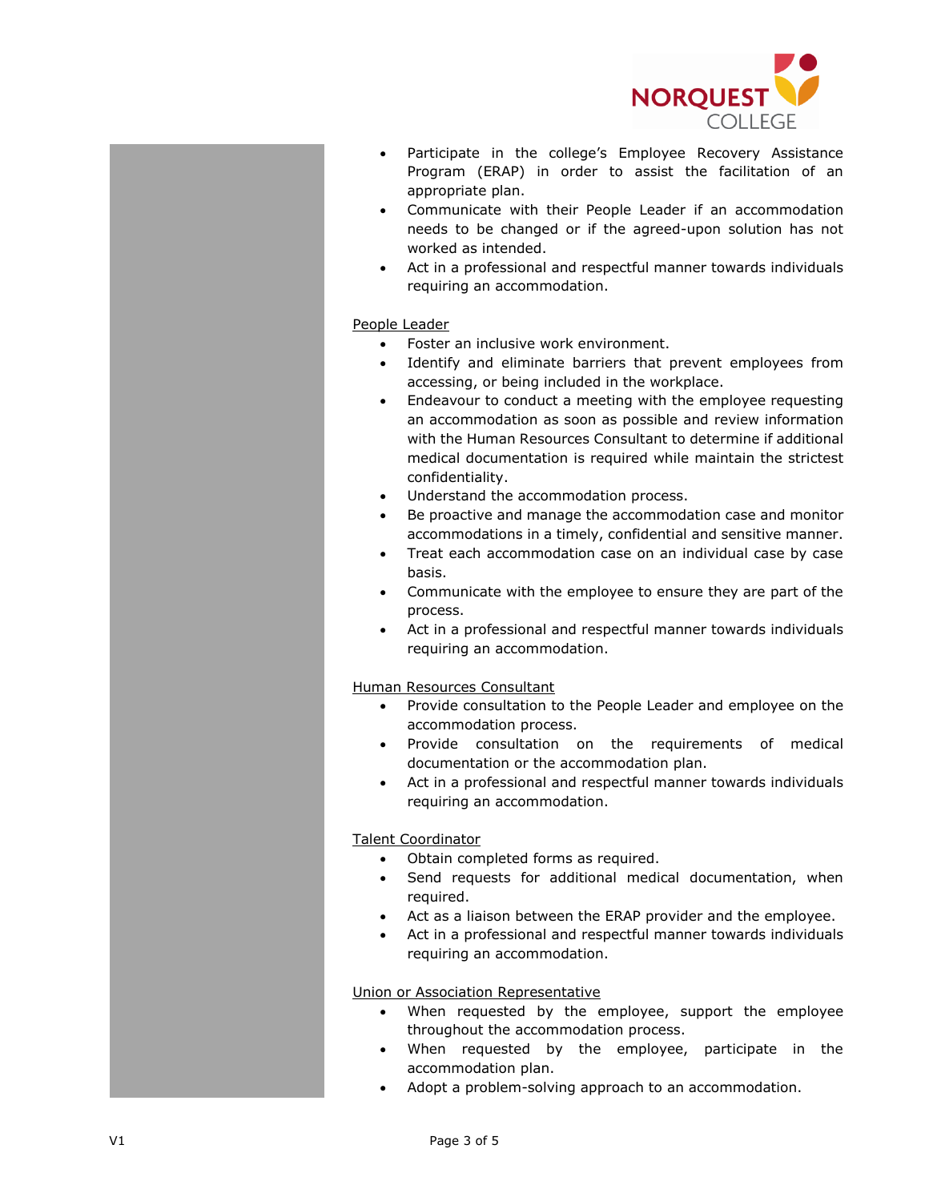- Participate in the college's Employee Recovery Assistance Program (ERAP) in order to assist the facilitation of an appropriate plan.
- Communicate with their People Leader if an accommodation needs to be changed or if the agreed-upon solution has not worked as intended.
- Act in a professional and respectful manner towards individuals requiring an accommodation.

People Leader

- Foster an inclusive work environment.
- Identify and eliminate barriers that prevent employees from accessing, or being included in the workplace.
- Endeavour to conduct a meeting with the employee requesting an accommodation as soon as possible and review information with the Human Resources Consultant to determine if additional medical documentation is required while maintain the strictest confidentiality.
- Understand the accommodation process.
- Be proactive and manage the accommodation case and monitor accommodations in a timely, confidential and sensitive manner.
- Treat each accommodation case on an individual case by case basis.
- Communicate with the employee to ensure they are part of the process.
- Act in a professional and respectful manner towards individuals requiring an accommodation.

Human Resources Consultant

- Provide consultation to the People Leader and employee on the accommodation process.
- Provide consultation on the requirements of medical documentation or the accommodation plan.
- Act in a professional and respectful manner towards individuals requiring an accommodation.

Talent Coordinator

- Obtain completed forms as required.
- Send requests for additional medical documentation, when required.
- Act as a liaison between the ERAP provider and the employee.
- Act in a professional and respectful manner towards individuals requiring an accommodation.

Union or Association Representative

- When requested by the employee, support the employee throughout the accommodation process.
- When requested by the employee, participate in the accommodation plan.
- Adopt a problem-solving approach to an accommodation.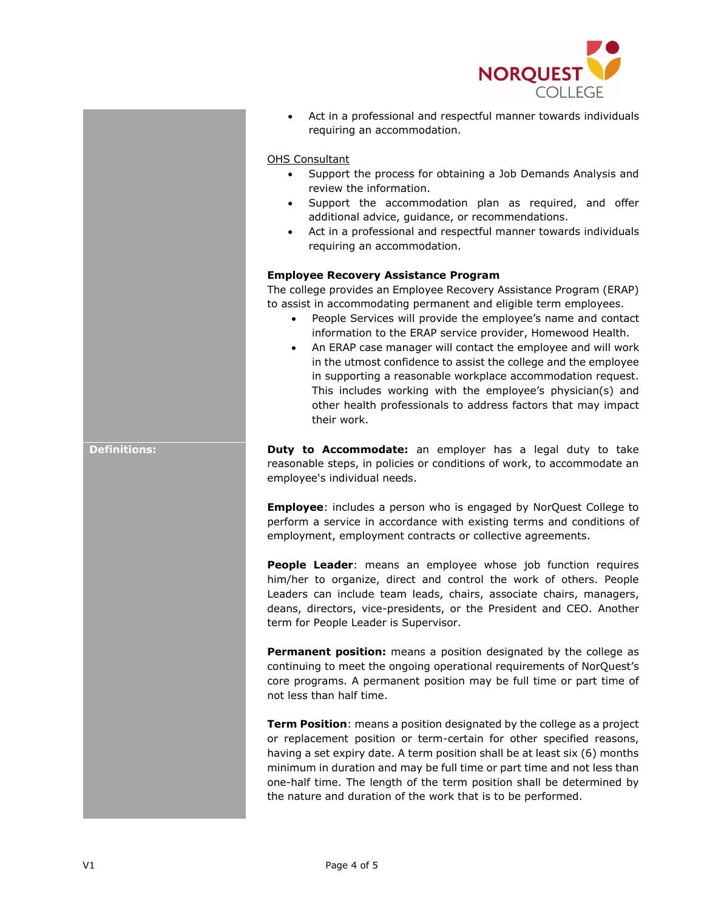- Act in a professional and respectful manner towards individuals requiring an accommodation.

OHS Consultant

- Support the process for obtaining a Job Demands Analysis and review the information.
- Support the accommodation plan as required, and offer additional advice, guidance, or recommendations.
- Act in a professional and respectful manner towards individuals requiring an accommodation.

**Employee Recovery Assistance Program**

The college provides an Employee Recovery Assistance Program (ERAP) to assist in accommodating permanent and eligible term employees.

- People Services will provide the employee's name and contact information to the ERAP service provider, Homewood Health.
- An ERAP case manager will contact the employee and will work in the utmost confidence to assist the college and the employee in supporting a reasonable workplace accommodation request. This includes working with the employee's physician(s) and other health professionals to address factors that may impact their work.

## Definitions:

**Duty to Accommodate:** an employer has a legal duty to take reasonable steps, in policies or conditions of work, to accommodate an employee's individual needs.

**Employee**: includes a person who is engaged by NorQuest College to perform a service in accordance with existing terms and conditions of employment, employment contracts or collective agreements.

**People Leader**: means an employee whose job function requires him/her to organize, direct and control the work of others. People Leaders can include team leads, chairs, associate chairs, managers, deans, directors, vice-presidents, or the President and CEO. Another term for People Leader is Supervisor.

**Permanent position:** means a position designated by the college as continuing to meet the ongoing operational requirements of NorQuest's core programs. A permanent position may be full time or part time of not less than half time.

**Term Position**: means a position designated by the college as a project or replacement position or term-certain for other specified reasons, having a set expiry date. A term position shall be at least six (6) months minimum in duration and may be full time or part time and not less than one-half time. The length of the term position shall be determined by the nature and duration of the work that is to be performed.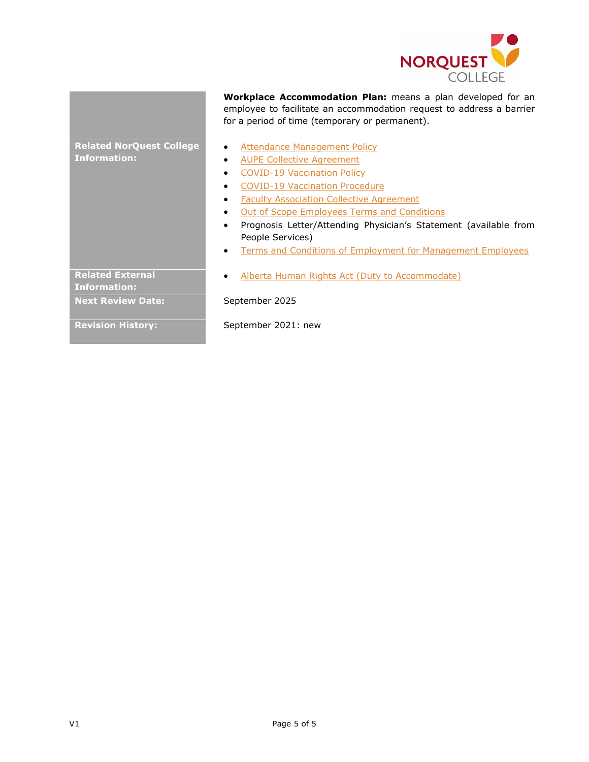| | |
|---|---|
| | **Workplace Accommodation Plan:** means a plan developed for an employee to facilitate an accommodation request to address a barrier for a period of time (temporary or permanent). |
| **Related NorQuest College Information:** | • Attendance Management Policy<br>• AUPE Collective Agreement<br>• COVID-19 Vaccination Policy<br>• COVID-19 Vaccination Procedure<br>• Faculty Association Collective Agreement<br>• Out of Scope Employees Terms and Conditions<br>• Prognosis Letter/Attending Physician's Statement (available from People Services)<br>• Terms and Conditions of Employment for Management Employees |
| **Related External Information:** | • Alberta Human Rights Act (Duty to Accommodate) |
| **Next Review Date:** | September 2025 |
| **Revision History:** | September 2021: new |

V1